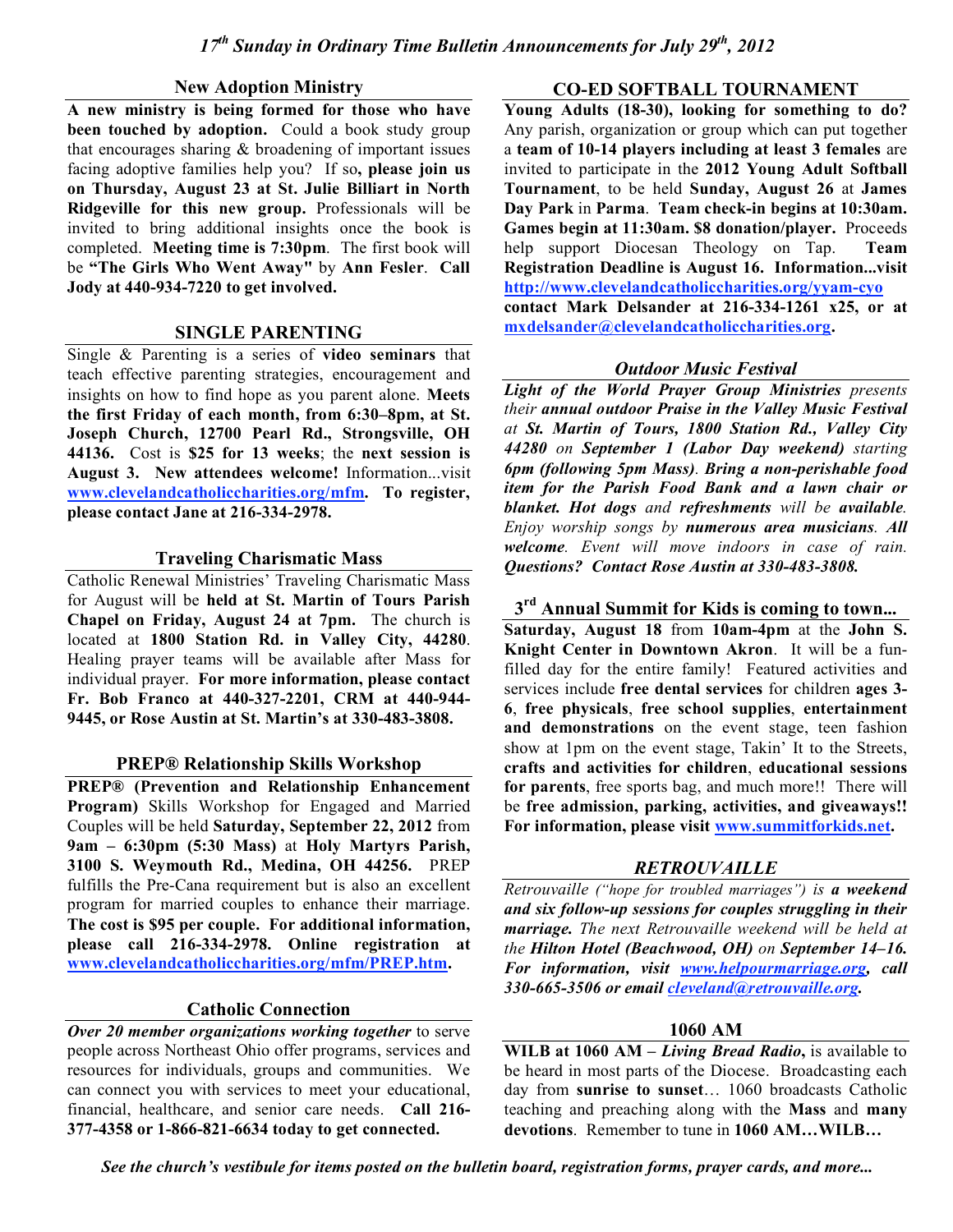# *17th Sunday in Ordinary Time Bulletin Announcements for July 29th, 2012*

## New Adoption Ministry

**A new ministry is being formed for those who have been touched by adoption.** Could a book study group that encourages sharing & broadening of important issues facing adoptive families help you? If so**, please join us on Thursday, August 23 at St. Julie Billiart in North Ridgeville for this new group.** Professionals will be invited to bring additional insights once the book is completed. **Meeting time is 7:30pm**. The first book will be **"The Girls Who Went Away"** by **Ann Fesler**. **Call Jody at 440-934-7220 to get involved.**

## SINGLE PARENTING

Single & Parenting is a series of **video seminars** that teach effective parenting strategies, encouragement and insights on how to find hope as you parent alone. **Meets the first Friday of each month, from 6:30–8pm, at St. Joseph Church, 12700 Pearl Rd., Strongsville, OH 44136.** Cost is **$25 for 13 weeks**; the **next session is August 3. New attendees welcome!** Information...visit **www.clevelandcatholiccharities.org/mfm. To register, please contact Jane at 216-334-2978.**

## Traveling Charismatic Mass

Catholic Renewal Ministries' Traveling Charismatic Mass for August will be **held at St. Martin of Tours Parish Chapel on Friday, August 24 at 7pm.** The church is located at **1800 Station Rd. in Valley City, 44280**. Healing prayer teams will be available after Mass for individual prayer. **For more information, please contact Fr. Bob Franco at 440-327-2201, CRM at 440-944-9445, or Rose Austin at St. Martin's at 330-483-3808.**

## PREP® Relationship Skills Workshop

**PREP® (Prevention and Relationship Enhancement Program)** Skills Workshop for Engaged and Married Couples will be held **Saturday, September 22, 2012** from **9am – 6:30pm (5:30 Mass)** at **Holy Martyrs Parish, 3100 S. Weymouth Rd., Medina, OH 44256.** PREP fulfills the Pre-Cana requirement but is also an excellent program for married couples to enhance their marriage. **The cost is $95 per couple. For additional information, please call 216-334-2978. Online registration at www.clevelandcatholiccharities.org/mfm/PREP.htm.**

## Catholic Connection

***Over 20 member organizations working together*** to serve people across Northeast Ohio offer programs, services and resources for individuals, groups and communities. We can connect you with services to meet your educational, financial, healthcare, and senior care needs. **Call 216-377-4358 or 1-866-821-6634 today to get connected.**

## CO-ED SOFTBALL TOURNAMENT

**Young Adults (18-30), looking for something to do?** Any parish, organization or group which can put together a **team of 10-14 players including at least 3 females** are invited to participate in the **2012 Young Adult Softball Tournament**, to be held **Sunday, August 26** at **James Day Park** in **Parma**. **Team check-in begins at 10:30am. Games begin at 11:30am. $8 donation/player.** Proceeds help support Diocesan Theology on Tap. **Team Registration Deadline is August 16. Information...visit http://www.clevelandcatholiccharities.org/yyam-cyo contact Mark Delsander at 216-334-1261 x25, or at mxdelsander@clevelandcatholiccharities.org.**

## *Outdoor Music Festival*

***Light of the World Prayer Group Ministries*** *presents their* ***annual outdoor Praise in the Valley Music Festival*** *at* ***St. Martin of Tours, 1800 Station Rd., Valley City 44280*** *on* ***September 1 (Labor Day weekend)*** *starting* ***6pm (following 5pm Mass)****.* ***Bring a non-perishable food item for the Parish Food Bank and a lawn chair or blanket. Hot dogs*** *and* ***refreshments*** *will be* ***available****. Enjoy worship songs by* ***numerous area musicians****.* ***All welcome****. Event will move indoors in case of rain.* ***Questions? Contact Rose Austin at 330-483-3808.***

## 3rd Annual Summit for Kids is coming to town...

**Saturday, August 18** from **10am-4pm** at the **John S. Knight Center in Downtown Akron**. It will be a fun-filled day for the entire family! Featured activities and services include **free dental services** for children **ages 3-6**, **free physicals**, **free school supplies**, **entertainment and demonstrations** on the event stage, teen fashion show at 1pm on the event stage, Takin' It to the Streets, **crafts and activities for children**, **educational sessions for parents**, free sports bag, and much more!! There will be **free admission, parking, activities, and giveaways!! For information, please visit www.summitforkids.net.**

## *RETROUVAILLE*

*Retrouvaille ("hope for troubled marriages") is* ***a weekend and six follow-up sessions for couples struggling in their marriage.*** *The next Retrouvaille weekend will be held at the* ***Hilton Hotel (Beachwood, OH)*** *on* ***September 14–16. For information, visit www.helpourmarriage.org, call 330-665-3506 or email cleveland@retrouvaille.org.***

## 1060 AM

**WILB at 1060 AM –** ***Living Bread Radio*****,** is available to be heard in most parts of the Diocese. Broadcasting each day from **sunrise to sunset**… 1060 broadcasts Catholic teaching and preaching along with the **Mass** and **many devotions**. Remember to tune in **1060 AM…WILB…**

***See the church's vestibule for items posted on the bulletin board, registration forms, prayer cards, and more...***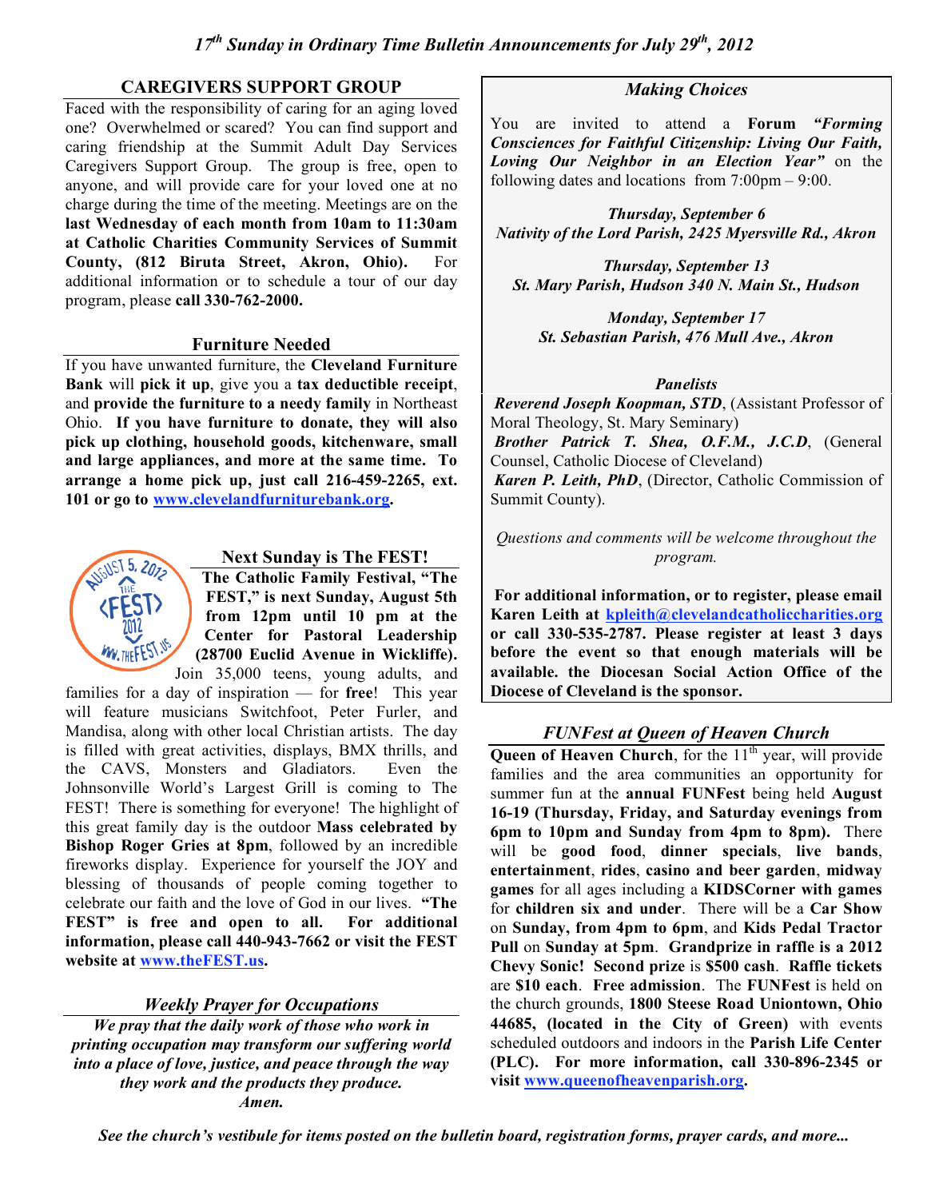# *17th Sunday in Ordinary Time Bulletin Announcements for July 29th, 2012*

## CAREGIVERS SUPPORT GROUP

Faced with the responsibility of caring for an aging loved one? Overwhelmed or scared? You can find support and caring friendship at the Summit Adult Day Services Caregivers Support Group. The group is free, open to anyone, and will provide care for your loved one at no charge during the time of the meeting. Meetings are on the **last Wednesday of each month from 10am to 11:30am at Catholic Charities Community Services of Summit County, (812 Biruta Street, Akron, Ohio).** For additional information or to schedule a tour of our day program, please **call 330-762-2000.**

## Furniture Needed

If you have unwanted furniture, the **Cleveland Furniture Bank** will **pick it up**, give you a **tax deductible receipt**, and **provide the furniture to a needy family** in Northeast Ohio. **If you have furniture to donate, they will also pick up clothing, household goods, kitchenware, small and large appliances, and more at the same time. To arrange a home pick up, just call 216-459-2265, ext. 101 or go to www.clevelandfurniturebank.org.**

## Next Sunday is The FEST!

**The Catholic Family Festival, "The FEST," is next Sunday, August 5th from 12pm until 10 pm at the Center for Pastoral Leadership (28700 Euclid Avenue in Wickliffe).** Join 35,000 teens, young adults, and families for a day of inspiration — for **free**! This year will feature musicians Switchfoot, Peter Furler, and Mandisa, along with other local Christian artists. The day is filled with great activities, displays, BMX thrills, and the CAVS, Monsters and Gladiators. Even the Johnsonville World's Largest Grill is coming to The FEST! There is something for everyone! The highlight of this great family day is the outdoor **Mass celebrated by Bishop Roger Gries at 8pm**, followed by an incredible fireworks display. Experience for yourself the JOY and blessing of thousands of people coming together to celebrate our faith and the love of God in our lives. **"The FEST" is free and open to all. For additional information, please call 440-943-7662 or visit the FEST website at www.theFEST.us.**

## *Weekly Prayer for Occupations*

***We pray that the daily work of those who work in printing occupation may transform our suffering world into a place of love, justice, and peace through the way they work and the products they produce. Amen.***

## *Making Choices*

You are invited to attend a **Forum *"Forming Consciences for Faithful Citizenship: Living Our Faith, Loving Our Neighbor in an Election Year"*** on the following dates and locations from 7:00pm – 9:00.

***Thursday, September 6***
***Nativity of the Lord Parish, 2425 Myersville Rd., Akron***

***Thursday, September 13***
***St. Mary Parish, Hudson 340 N. Main St., Hudson***

***Monday, September 17***
***St. Sebastian Parish, 476 Mull Ave., Akron***

***Panelists***

***Reverend Joseph Koopman, STD***, (Assistant Professor of Moral Theology, St. Mary Seminary)
***Brother Patrick T. Shea, O.F.M., J.C.D***, (General Counsel, Catholic Diocese of Cleveland)
***Karen P. Leith, PhD***, (Director, Catholic Commission of Summit County).

*Questions and comments will be welcome throughout the program.*

**For additional information, or to register, please email Karen Leith at kpleith@clevelandcatholiccharities.org or call 330-535-2787. Please register at least 3 days before the event so that enough materials will be available. the Diocesan Social Action Office of the Diocese of Cleveland is the sponsor.**

## *FUNFest at Queen of Heaven Church*

**Queen of Heaven Church**, for the 11th year, will provide families and the area communities an opportunity for summer fun at the **annual FUNFest** being held **August 16-19 (Thursday, Friday, and Saturday evenings from 6pm to 10pm and Sunday from 4pm to 8pm).** There will be **good food**, **dinner specials**, **live bands**, **entertainment**, **rides**, **casino and beer garden**, **midway games** for all ages including a **KIDSCorner with games** for **children six and under**. There will be a **Car Show** on **Sunday, from 4pm to 6pm**, and **Kids Pedal Tractor Pull** on **Sunday at 5pm**. **Grandprize in raffle is a 2012 Chevy Sonic! Second prize** is **$500 cash**. **Raffle tickets** are **$10 each**. **Free admission**. The **FUNFest** is held on the church grounds, **1800 Steese Road Uniontown, Ohio 44685, (located in the City of Green)** with events scheduled outdoors and indoors in the **Parish Life Center (PLC). For more information, call 330-896-2345 or visit www.queenofheavenparish.org.**

***See the church's vestibule for items posted on the bulletin board, registration forms, prayer cards, and more...***